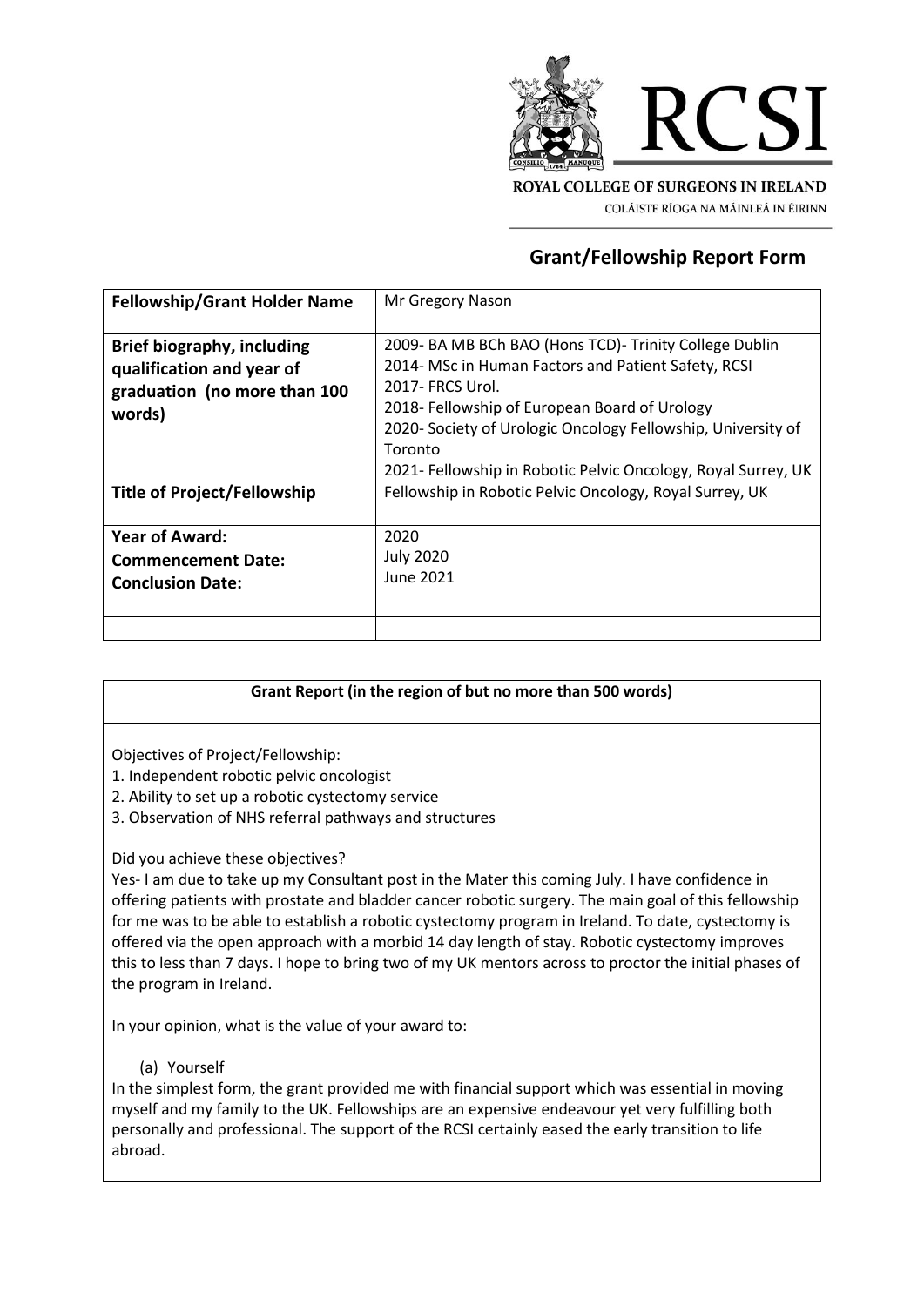ROYAL COLLEGE OF SURGEONS IN IRELAND

COLÁISTE RÍOGA NA MÁINLEÁ IN ÉIRINN

# Grant/Fellowship Report Form

| **Fellowship/Grant Holder Name** | Mr Gregory Nason |
|---|---|
| **Brief biography, including qualification and year of graduation (no more than 100 words)** | 2009- BA MB BCh BAO (Hons TCD)- Trinity College Dublin<br>2014- MSc in Human Factors and Patient Safety, RCSI<br>2017- FRCS Urol.<br>2018- Fellowship of European Board of Urology<br>2020- Society of Urologic Oncology Fellowship, University of Toronto<br>2021- Fellowship in Robotic Pelvic Oncology, Royal Surrey, UK |
| **Title of Project/Fellowship** | Fellowship in Robotic Pelvic Oncology, Royal Surrey, UK |
| **Year of Award:**<br>**Commencement Date:**<br>**Conclusion Date:** | 2020<br>July 2020<br>June 2021 |
| | |

**Grant Report (in the region of but no more than 500 words)**

Objectives of Project/Fellowship:

1. Independent robotic pelvic oncologist
2. Ability to set up a robotic cystectomy service
3. Observation of NHS referral pathways and structures

Did you achieve these objectives?

Yes- I am due to take up my Consultant post in the Mater this coming July. I have confidence in offering patients with prostate and bladder cancer robotic surgery. The main goal of this fellowship for me was to be able to establish a robotic cystectomy program in Ireland. To date, cystectomy is offered via the open approach with a morbid 14 day length of stay. Robotic cystectomy improves this to less than 7 days. I hope to bring two of my UK mentors across to proctor the initial phases of the program in Ireland.

In your opinion, what is the value of your award to:

(a) Yourself

In the simplest form, the grant provided me with financial support which was essential in moving myself and my family to the UK. Fellowships are an expensive endeavour yet very fulfilling both personally and professional. The support of the RCSI certainly eased the early transition to life abroad.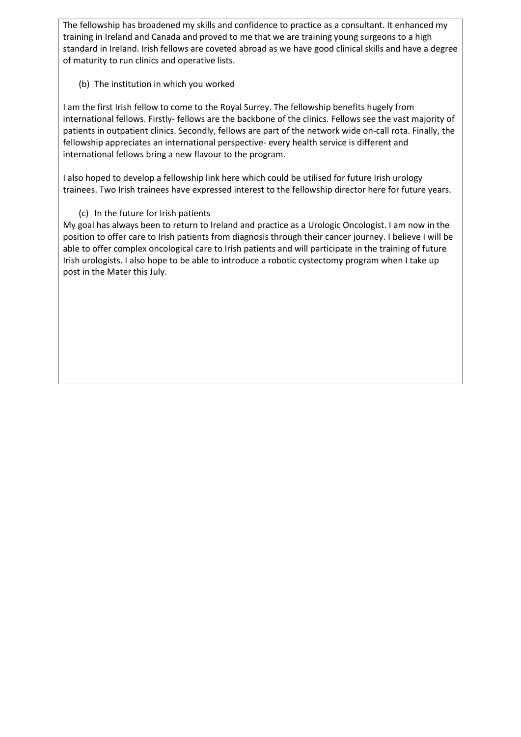The fellowship has broadened my skills and confidence to practice as a consultant. It enhanced my training in Ireland and Canada and proved to me that we are training young surgeons to a high standard in Ireland. Irish fellows are coveted abroad as we have good clinical skills and have a degree of maturity to run clinics and operative lists.

(b) The institution in which you worked

I am the first Irish fellow to come to the Royal Surrey. The fellowship benefits hugely from international fellows. Firstly- fellows are the backbone of the clinics. Fellows see the vast majority of patients in outpatient clinics. Secondly, fellows are part of the network wide on-call rota. Finally, the fellowship appreciates an international perspective- every health service is different and international fellows bring a new flavour to the program.

I also hoped to develop a fellowship link here which could be utilised for future Irish urology trainees. Two Irish trainees have expressed interest to the fellowship director here for future years.

(c) In the future for Irish patients

My goal has always been to return to Ireland and practice as a Urologic Oncologist. I am now in the position to offer care to Irish patients from diagnosis through their cancer journey. I believe I will be able to offer complex oncological care to Irish patients and will participate in the training of future Irish urologists. I also hope to be able to introduce a robotic cystectomy program when I take up post in the Mater this July.